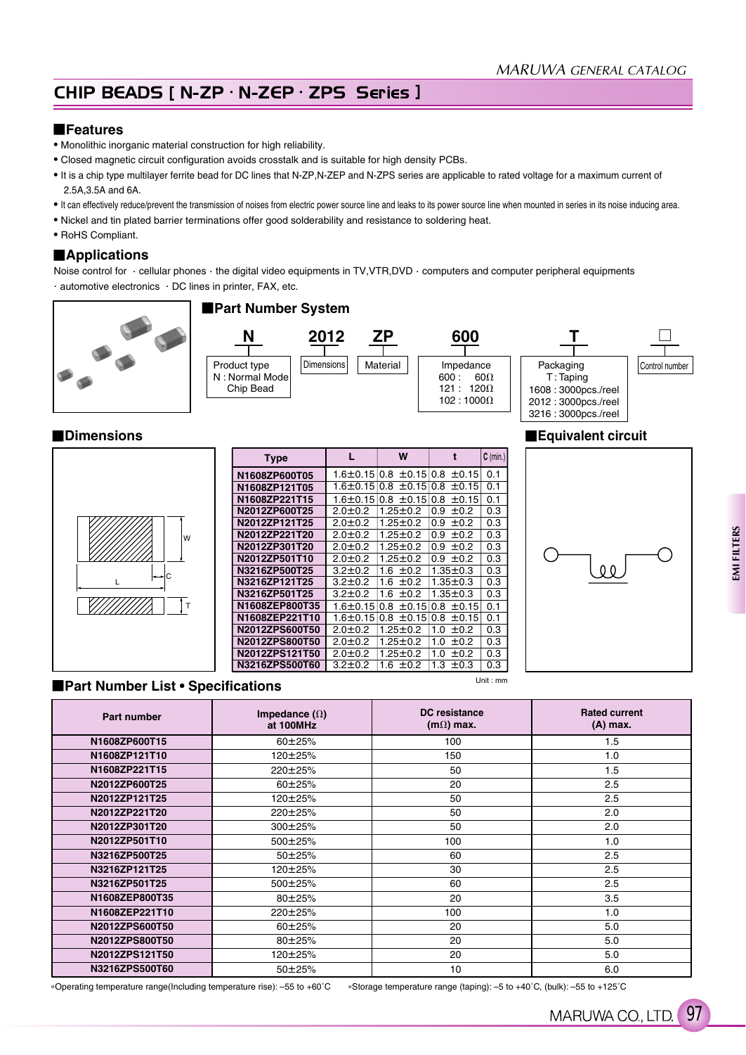# CHIP BEADS [ N-ZP · N-ZEP · ZPS Series ]

## ■Features

- Monolithic inorganic material construction for high reliability.
- Closed magnetic circuit configuration avoids crosstalk and is suitable for high density PCBs.
- It is a chip type multilayer ferrite bead for DC lines that N-ZP,N-ZEP and N-ZPS series are applicable to rated voltage for a maximum current of 2.5A,3.5A and 6A.
- It can effectively reduce/prevent the transmission of noises from electric power source line and leaks to its power source line when mounted in series in its noise inducing area.
- Nickel and tin plated barrier terminations offer good solderability and resistance to soldering heat.
- RoHS Compliant.

## ■Applications

Noise control for · cellular phones · the digital video equipments in TV,VTR,DVD · computers and computer peripheral equipments · automotive electronics · DC lines in printer, FAX, etc.

## ■Part Number System

**N** **2012** **ZP** **600** **T** □

- N — Product type: N : Normal Mode Chip Bead
- 2012 — Dimensions
- ZP — Material
- 600 — Impedance: 600 : 60Ω; 121 : 120Ω; 102 : 1000Ω
- T — Packaging: T : Taping; 1608 : 3000pcs./reel; 2012 : 3000pcs./reel; 3216 : 3000pcs./reel
- □ — Control number

## ■Dimensions

| Type | L | W | t | C (min.) |
|---|---|---|---|---|
| N1608ZP600T05 | 1.6±0.15 | 0.8 ±0.15 | 0.8 ±0.15 | 0.1 |
| N1608ZP121T05 | 1.6±0.15 | 0.8 ±0.15 | 0.8 ±0.15 | 0.1 |
| N1608ZP221T15 | 1.6±0.15 | 0.8 ±0.15 | 0.8 ±0.15 | 0.1 |
| N2012ZP600T25 | 2.0±0.2 | 1.25±0.2 | 0.9 ±0.2 | 0.3 |
| N2012ZP121T25 | 2.0±0.2 | 1.25±0.2 | 0.9 ±0.2 | 0.3 |
| N2012ZP221T20 | 2.0±0.2 | 1.25±0.2 | 0.9 ±0.2 | 0.3 |
| N2012ZP301T20 | 2.0±0.2 | 1.25±0.2 | 0.9 ±0.2 | 0.3 |
| N2012ZP501T10 | 2.0±0.2 | 1.25±0.2 | 0.9 ±0.2 | 0.3 |
| N3216ZP500T25 | 3.2±0.2 | 1.6 ±0.2 | 1.35±0.3 | 0.3 |
| N3216ZP121T25 | 3.2±0.2 | 1.6 ±0.2 | 1.35±0.3 | 0.3 |
| N3216ZP501T25 | 3.2±0.2 | 1.6 ±0.2 | 1.35±0.3 | 0.3 |
| N1608ZEP800T35 | 1.6±0.15 | 0.8 ±0.15 | 0.8 ±0.15 | 0.1 |
| N1608ZEP221T10 | 1.6±0.15 | 0.8 ±0.15 | 0.8 ±0.15 | 0.1 |
| N2012ZPS600T50 | 2.0±0.2 | 1.25±0.2 | 1.0 ±0.2 | 0.3 |
| N2012ZPS800T50 | 2.0±0.2 | 1.25±0.2 | 1.0 ±0.2 | 0.3 |
| N2012ZPS121T50 | 2.0±0.2 | 1.25±0.2 | 1.0 ±0.2 | 0.3 |
| N3216ZPS500T60 | 3.2±0.2 | 1.6 ±0.2 | 1.3 ±0.3 | 0.3 |

Unit : mm

## ■Equivalent circuit

## ■Part Number List • Specifications

| Part number | Impedance (Ω) at 100MHz | DC resistance (mΩ) max. | Rated current (A) max. |
|---|---|---|---|
| N1608ZP600T15 | 60±25% | 100 | 1.5 |
| N1608ZP121T10 | 120±25% | 150 | 1.0 |
| N1608ZP221T15 | 220±25% | 50 | 1.5 |
| N2012ZP600T25 | 60±25% | 20 | 2.5 |
| N2012ZP121T25 | 120±25% | 50 | 2.5 |
| N2012ZP221T20 | 220±25% | 50 | 2.0 |
| N2012ZP301T20 | 300±25% | 50 | 2.0 |
| N2012ZP501T10 | 500±25% | 100 | 1.0 |
| N3216ZP500T25 | 50±25% | 60 | 2.5 |
| N3216ZP121T25 | 120±25% | 30 | 2.5 |
| N3216ZP501T25 | 500±25% | 60 | 2.5 |
| N1608ZEP800T35 | 80±25% | 20 | 3.5 |
| N1608ZEP221T10 | 220±25% | 100 | 1.0 |
| N2012ZPS600T50 | 60±25% | 20 | 5.0 |
| N2012ZPS800T50 | 80±25% | 20 | 5.0 |
| N2012ZPS121T50 | 120±25% | 20 | 5.0 |
| N3216ZPS500T60 | 50±25% | 10 | 6.0 |

*Operating temperature range(Including temperature rise): –55 to +60˚C *Storage temperature range (taping): –5 to +40˚C, (bulk): –55 to +125˚C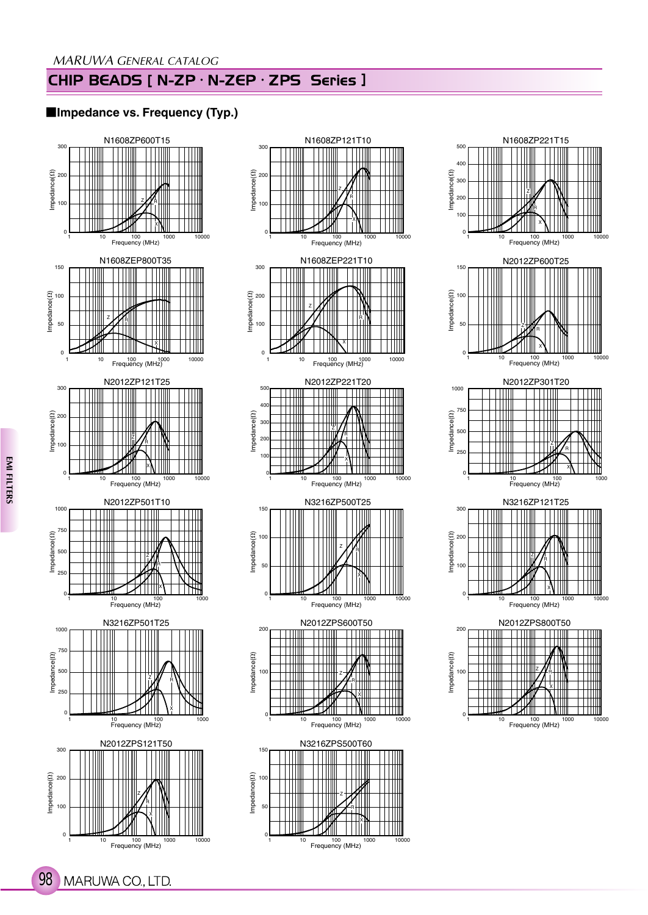# CHIP BEADS [ N-ZP · N-ZEP · ZPS Series ]

## ■Impedance vs. Frequency (Typ.)

N1608ZP600T15
Impedance(Ω)
300
200
100
0
1
10
100
1000
10000
Frequency (MHz)
Z
R
X

N1608ZP121T10
Impedance(Ω)
300
200
100
0
1
10
100
1000
10000
Frequency (MHz)
Z
R
X

N1608ZP221T15
Impedance(Ω)
500
400
300
200
100
0
1
10
100
1000
10000
Frequency (MHz)
Z
R
X

N1608ZEP800T35
Impedance(Ω)
150
100
50
0
1
10
100
1000
10000
Frequency (MHz)
Z
R
X

N1608ZEP221T10
Impedance(Ω)
300
200
100
0
1
10
100
1000
10000
Frequency (MHz)
Z
R
X

N2012ZP600T25
Impedance(Ω)
150
100
50
0
1
10
100
1000
10000
Frequency (MHz)
Z
R
X

N2012ZP121T25
Impedance(Ω)
300
200
100
0
1
10
100
1000
10000
Frequency (MHz)
Z
R
X

N2012ZP221T20
Impedance(Ω)
500
400
300
200
100
0
1
10
100
1000
10000
Frequency (MHz)
Z
R
X

N2012ZP301T20
Impedance(Ω)
1000
750
500
250
0
1
10
100
1000
Frequency (MHz)
Z
R
X

N2012ZP501T10
Impedance(Ω)
1000
750
500
250
0
1
10
100
1000
Frequency (MHz)
Z
R
X

N3216ZP500T25
Impedance(Ω)
150
100
50
0
1
10
100
1000
10000
Frequency (MHz)
Z
R
X

N3216ZP121T25
Impedance(Ω)
300
200
100
0
1
10
100
1000
10000
Frequency (MHz)
Z
R
X

N3216ZP501T25
Impedance(Ω)
1000
750
500
250
0
1
10
100
1000
Frequency (MHz)
Z
R
X

N2012ZPS600T50
Impedance(Ω)
200
100
0
1
10
100
1000
10000
Frequency (MHz)
Z
R
X

N2012ZPS800T50
Impedance(Ω)
200
100
0
1
10
100
1000
10000
Frequency (MHz)
Z
R
X

N2012ZPS121T50
Impedance(Ω)
300
200
100
0
1
10
100
1000
10000
Frequency (MHz)
Z
R
X

N3216ZPS500T60
Impedance(Ω)
150
100
50
0
1
10
100
1000
10000
Frequency (MHz)
Z
R
X